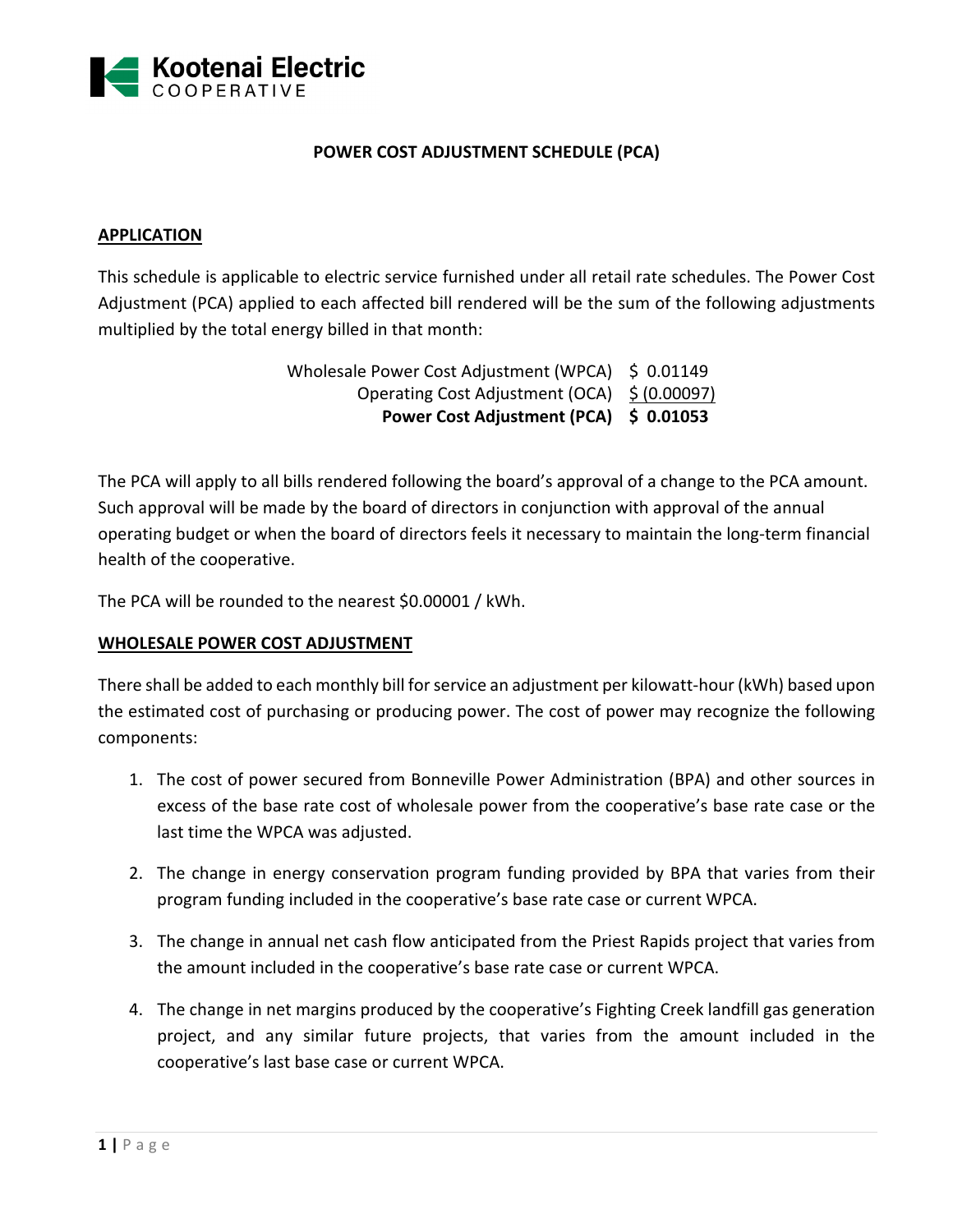Kootenai Electric COOPERATIVE

# POWER COST ADJUSTMENT SCHEDULE (PCA)

## APPLICATION

This schedule is applicable to electric service furnished under all retail rate schedules. The Power Cost Adjustment (PCA) applied to each affected bill rendered will be the sum of the following adjustments multiplied by the total energy billed in that month:

| | |
|---|---|
| Wholesale Power Cost Adjustment (WPCA) | $ 0.01149 |
| Operating Cost Adjustment (OCA) | $ (0.00097) |
| **Power Cost Adjustment (PCA)** | **$ 0.01053** |

The PCA will apply to all bills rendered following the board's approval of a change to the PCA amount. Such approval will be made by the board of directors in conjunction with approval of the annual operating budget or when the board of directors feels it necessary to maintain the long-term financial health of the cooperative.

The PCA will be rounded to the nearest $0.00001 / kWh.

## WHOLESALE POWER COST ADJUSTMENT

There shall be added to each monthly bill for service an adjustment per kilowatt-hour (kWh) based upon the estimated cost of purchasing or producing power. The cost of power may recognize the following components:

1. The cost of power secured from Bonneville Power Administration (BPA) and other sources in excess of the base rate cost of wholesale power from the cooperative's base rate case or the last time the WPCA was adjusted.
2. The change in energy conservation program funding provided by BPA that varies from their program funding included in the cooperative's base rate case or current WPCA.
3. The change in annual net cash flow anticipated from the Priest Rapids project that varies from the amount included in the cooperative's base rate case or current WPCA.
4. The change in net margins produced by the cooperative's Fighting Creek landfill gas generation project, and any similar future projects, that varies from the amount included in the cooperative's last base case or current WPCA.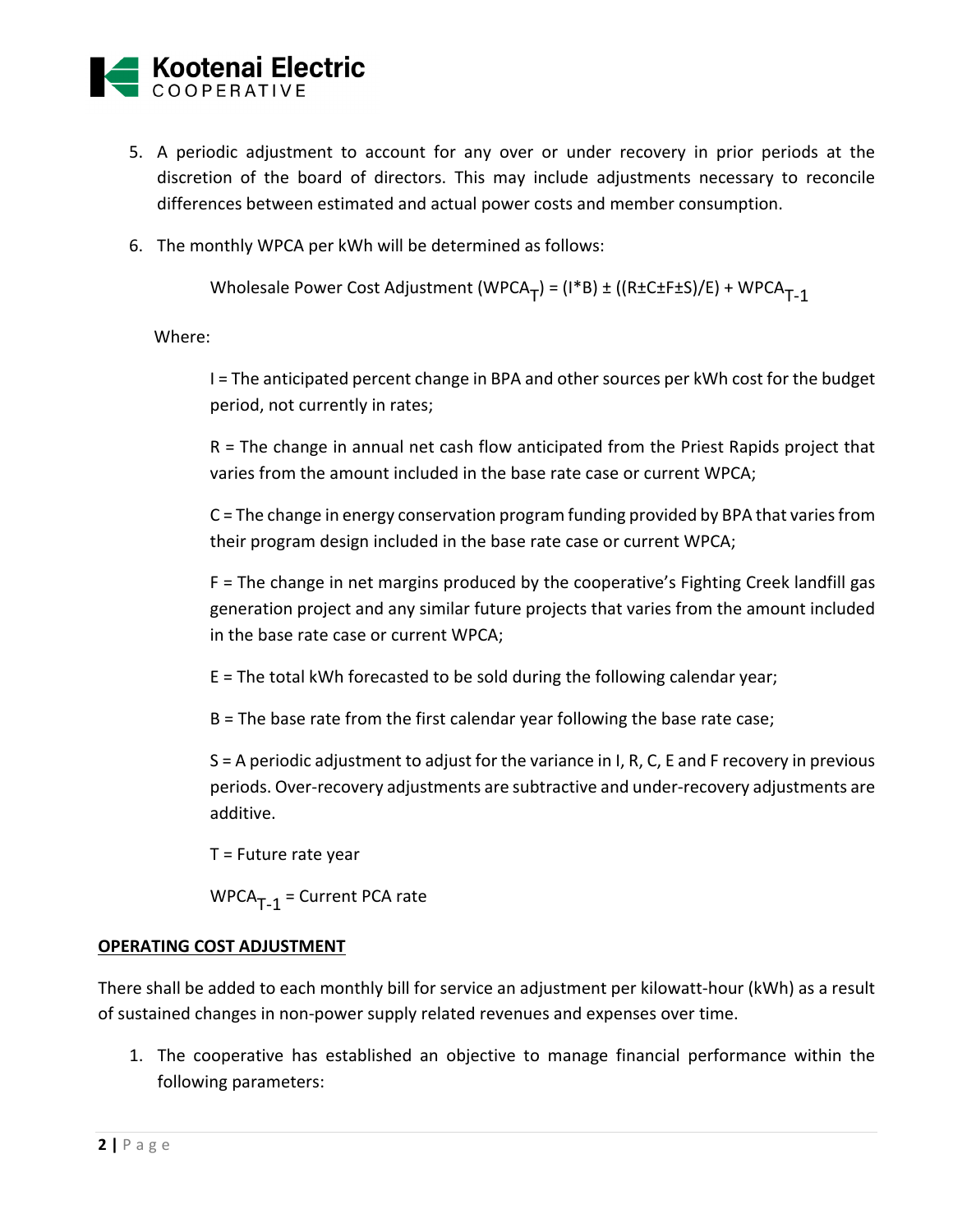5. A periodic adjustment to account for any over or under recovery in prior periods at the discretion of the board of directors. This may include adjustments necessary to reconcile differences between estimated and actual power costs and member consumption.

6. The monthly WPCA per kWh will be determined as follows:

   $$\text{Wholesale Power Cost Adjustment } (WPCA_T) = (I*B) \pm ((R \pm C \pm F \pm S)/E) + WPCA_{T-1}$$

   Where:

   I = The anticipated percent change in BPA and other sources per kWh cost for the budget period, not currently in rates;

   R = The change in annual net cash flow anticipated from the Priest Rapids project that varies from the amount included in the base rate case or current WPCA;

   C = The change in energy conservation program funding provided by BPA that varies from their program design included in the base rate case or current WPCA;

   F = The change in net margins produced by the cooperative's Fighting Creek landfill gas generation project and any similar future projects that varies from the amount included in the base rate case or current WPCA;

   E = The total kWh forecasted to be sold during the following calendar year;

   B = The base rate from the first calendar year following the base rate case;

   S = A periodic adjustment to adjust for the variance in I, R, C, E and F recovery in previous periods. Over-recovery adjustments are subtractive and under-recovery adjustments are additive.

   T = Future rate year

   $WPCA_{T-1}$ = Current PCA rate

**OPERATING COST ADJUSTMENT**

There shall be added to each monthly bill for service an adjustment per kilowatt-hour (kWh) as a result of sustained changes in non-power supply related revenues and expenses over time.

1. The cooperative has established an objective to manage financial performance within the following parameters: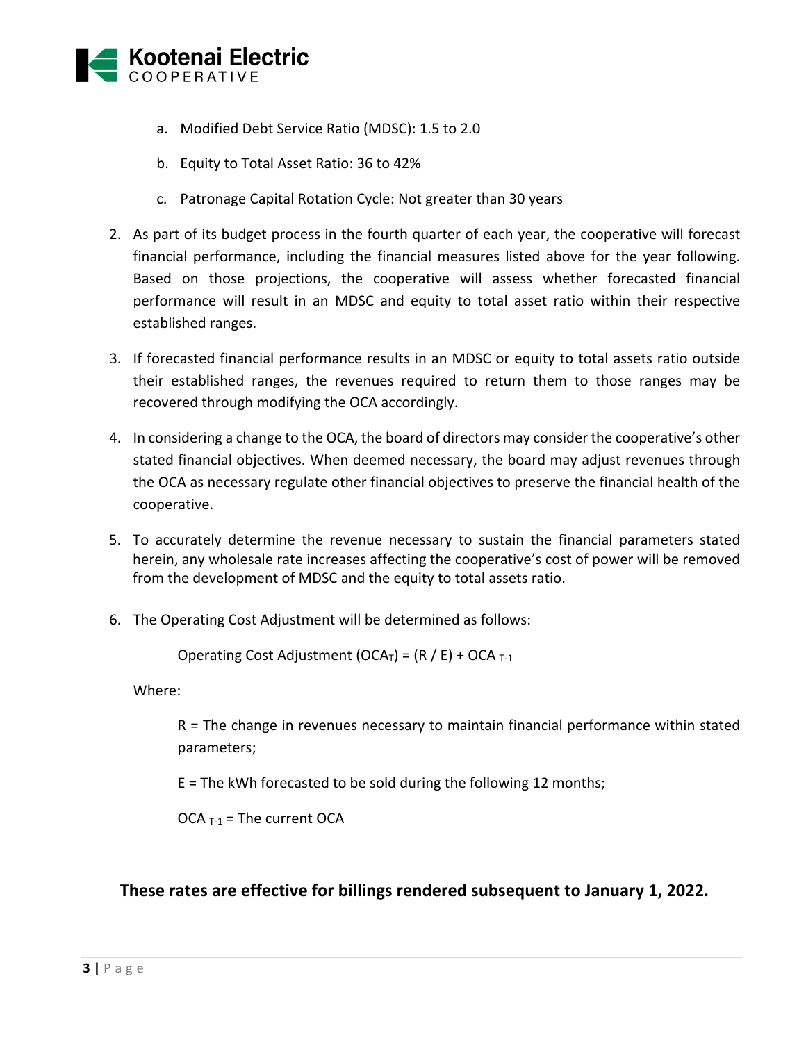a. Modified Debt Service Ratio (MDSC): 1.5 to 2.0

   b. Equity to Total Asset Ratio: 36 to 42%

   c. Patronage Capital Rotation Cycle: Not greater than 30 years

2. As part of its budget process in the fourth quarter of each year, the cooperative will forecast financial performance, including the financial measures listed above for the year following. Based on those projections, the cooperative will assess whether forecasted financial performance will result in an MDSC and equity to total asset ratio within their respective established ranges.

3. If forecasted financial performance results in an MDSC or equity to total assets ratio outside their established ranges, the revenues required to return them to those ranges may be recovered through modifying the OCA accordingly.

4. In considering a change to the OCA, the board of directors may consider the cooperative's other stated financial objectives. When deemed necessary, the board may adjust revenues through the OCA as necessary regulate other financial objectives to preserve the financial health of the cooperative.

5. To accurately determine the revenue necessary to sustain the financial parameters stated herein, any wholesale rate increases affecting the cooperative's cost of power will be removed from the development of MDSC and the equity to total assets ratio.

6. The Operating Cost Adjustment will be determined as follows:

   Operating Cost Adjustment ($OCA_T$) = $(R / E) + OCA_{T-1}$

   Where:

   R = The change in revenues necessary to maintain financial performance within stated parameters;

   E = The kWh forecasted to be sold during the following 12 months;

   $OCA_{T-1}$ = The current OCA

**These rates are effective for billings rendered subsequent to January 1, 2022.**